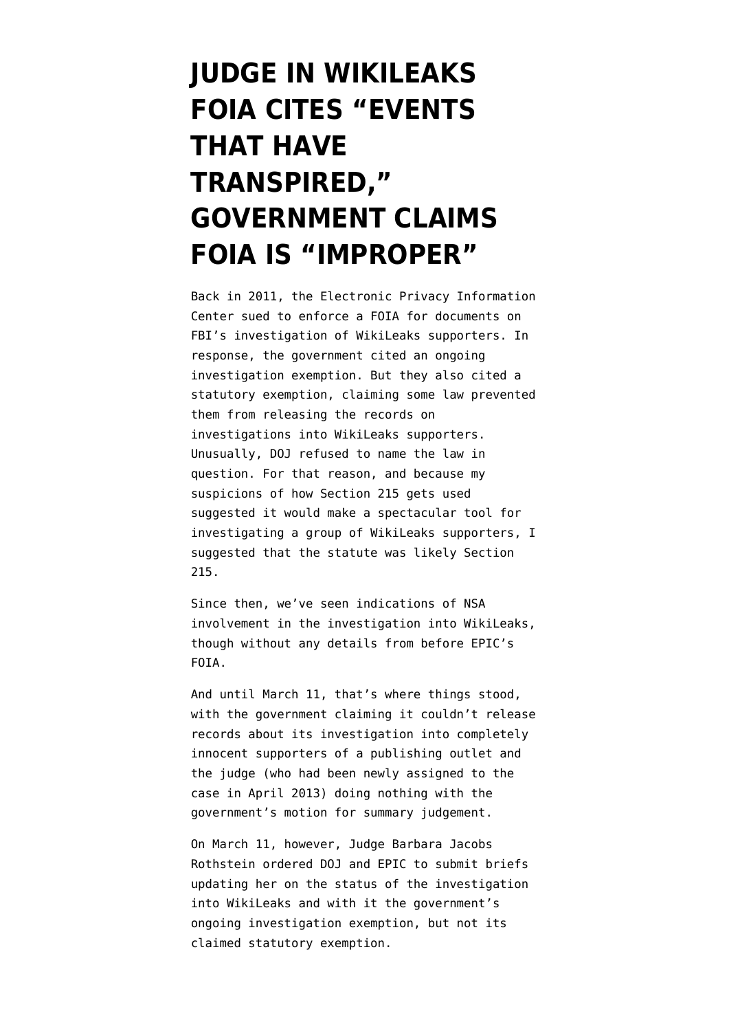# JUDGE IN WIKILEAKS FOIA CITES "EVENTS THAT HAVE TRANSPIRED," GOVERNMENT CLAIMS FOIA IS "IMPROPER"

Back in 2011, the Electronic Privacy Information Center sued to enforce a FOIA for documents on FBI's investigation of WikiLeaks supporters. In response, the government cited an ongoing investigation exemption. But they also cited a statutory exemption, claiming some law prevented them from releasing the records on investigations into WikiLeaks supporters. Unusually, DOJ refused to name the law in question. For that reason, and because my suspicions of how Section 215 gets used suggested it would make a spectacular tool for investigating a group of WikiLeaks supporters, I suggested that the statute was likely Section 215.

Since then, we've seen indications of NSA involvement in the investigation into WikiLeaks, though without any details from before EPIC's FOIA.

And until March 11, that's where things stood, with the government claiming it couldn't release records about its investigation into completely innocent supporters of a publishing outlet and the judge (who had been newly assigned to the case in April 2013) doing nothing with the government's motion for summary judgement.

On March 11, however, Judge Barbara Jacobs Rothstein ordered DOJ and EPIC to submit briefs updating her on the status of the investigation into WikiLeaks and with it the government's ongoing investigation exemption, but not its claimed statutory exemption.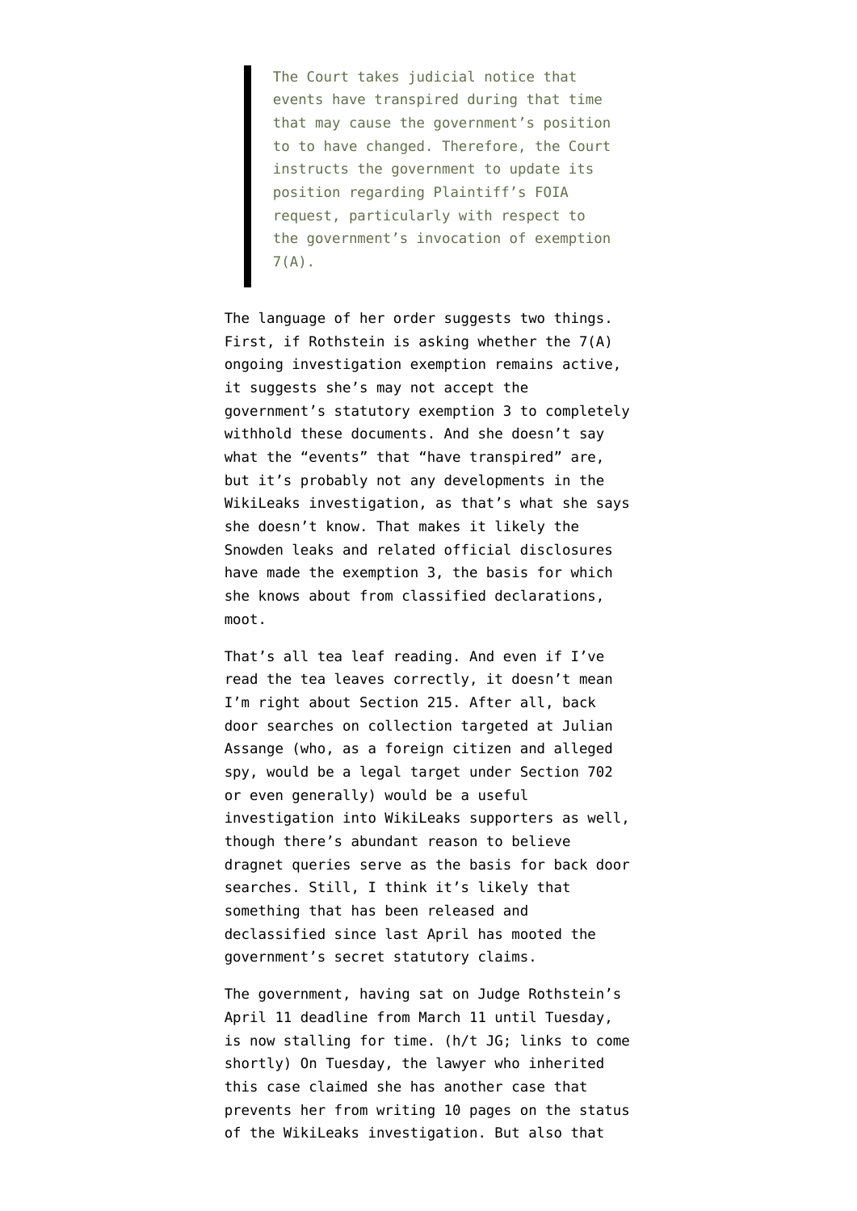> The Court takes judicial notice that events have transpired during that time that may cause the government's position to to have changed. Therefore, the Court instructs the government to update its position regarding Plaintiff's FOIA request, particularly with respect to the government's invocation of exemption 7(A).

The language of her order suggests two things. First, if Rothstein is asking whether the 7(A) ongoing investigation exemption remains active, it suggests she's may not accept the government's statutory exemption 3 to completely withhold these documents. And she doesn't say what the "events" that "have transpired" are, but it's probably not any developments in the WikiLeaks investigation, as that's what she says she doesn't know. That makes it likely the Snowden leaks and related official disclosures have made the exemption 3, the basis for which she knows about from classified declarations, moot.

That's all tea leaf reading. And even if I've read the tea leaves correctly, it doesn't mean I'm right about Section 215. After all, back door searches on collection targeted at Julian Assange (who, as a foreign citizen and alleged spy, would be a legal target under Section 702 or even generally) would be a useful investigation into WikiLeaks supporters as well, though there's abundant reason to believe dragnet queries serve as the basis for back door searches. Still, I think it's likely that something that has been released and declassified since last April has mooted the government's secret statutory claims.

The government, having sat on Judge Rothstein's April 11 deadline from March 11 until Tuesday, is now stalling for time. (h/t JG; links to come shortly) On Tuesday, the lawyer who inherited this case claimed she has another case that prevents her from writing 10 pages on the status of the WikiLeaks investigation. But also that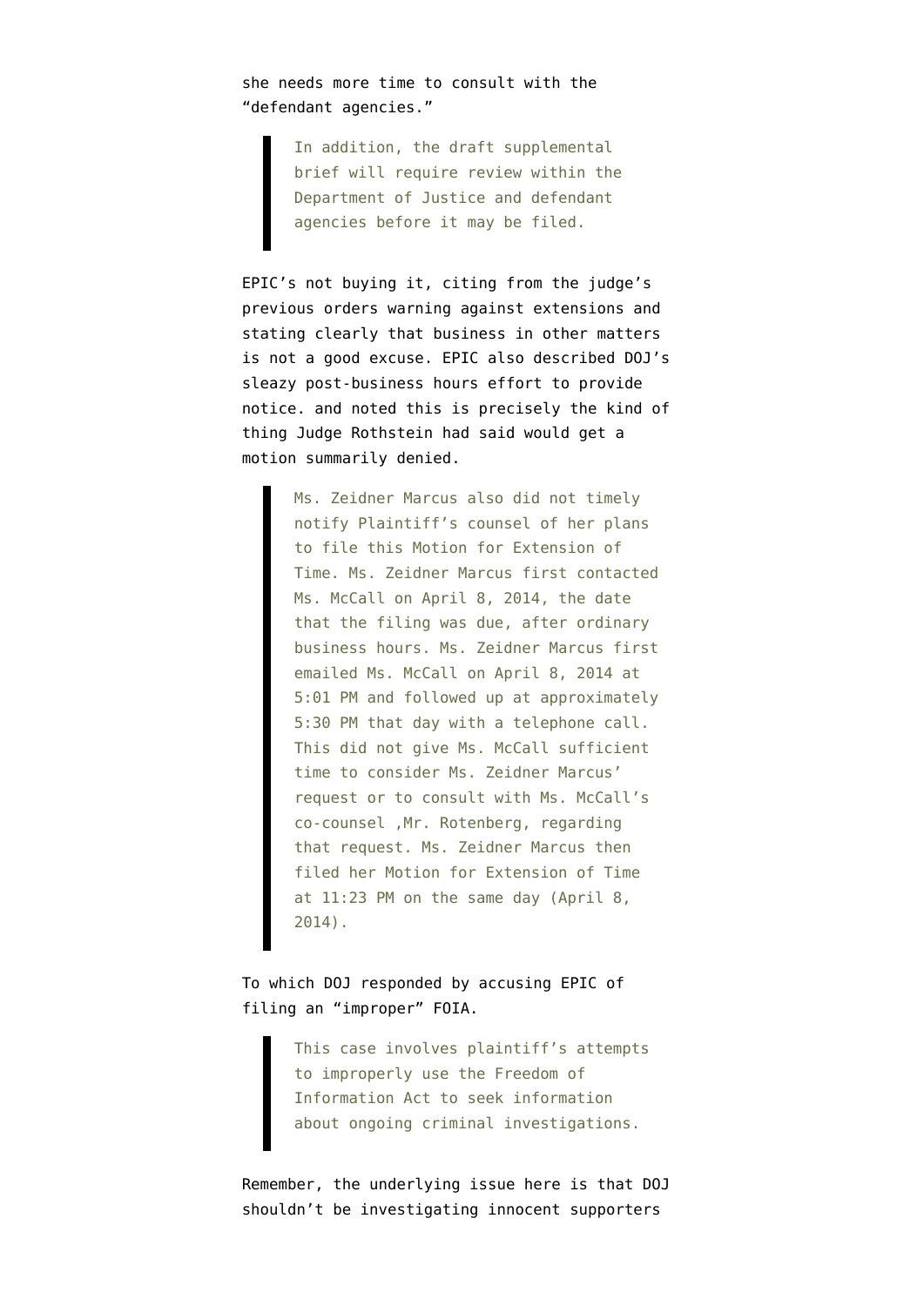she needs more time to consult with the "defendant agencies."

> In addition, the draft supplemental brief will require review within the Department of Justice and defendant agencies before it may be filed.

EPIC's not buying it, citing from the judge's previous orders warning against extensions and stating clearly that business in other matters is not a good excuse. EPIC also described DOJ's sleazy post-business hours effort to provide notice. and noted this is precisely the kind of thing Judge Rothstein had said would get a motion summarily denied.

> Ms. Zeidner Marcus also did not timely notify Plaintiff's counsel of her plans to file this Motion for Extension of Time. Ms. Zeidner Marcus first contacted Ms. McCall on April 8, 2014, the date that the filing was due, after ordinary business hours. Ms. Zeidner Marcus first emailed Ms. McCall on April 8, 2014 at 5:01 PM and followed up at approximately 5:30 PM that day with a telephone call. This did not give Ms. McCall sufficient time to consider Ms. Zeidner Marcus' request or to consult with Ms. McCall's co-counsel ,Mr. Rotenberg, regarding that request. Ms. Zeidner Marcus then filed her Motion for Extension of Time at 11:23 PM on the same day (April 8, 2014).

To which DOJ responded by accusing EPIC of filing an "improper" FOIA.

> This case involves plaintiff's attempts to improperly use the Freedom of Information Act to seek information about ongoing criminal investigations.

Remember, the underlying issue here is that DOJ shouldn't be investigating innocent supporters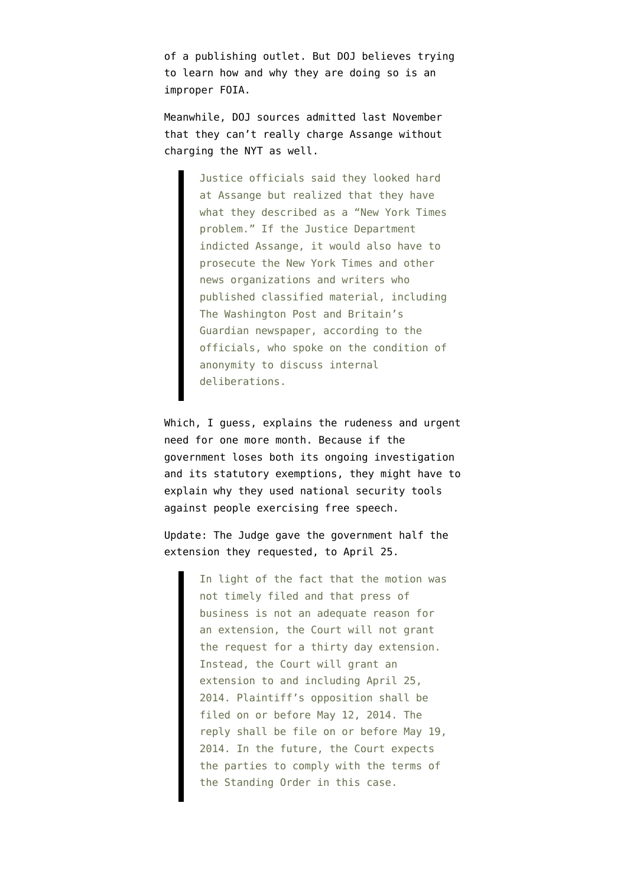of a publishing outlet. But DOJ believes trying to learn how and why they are doing so is an improper FOIA.

Meanwhile, DOJ sources admitted last November that they can't really charge Assange without charging the NYT as well.

> Justice officials said they looked hard at Assange but realized that they have what they described as a "New York Times problem." If the Justice Department indicted Assange, it would also have to prosecute the New York Times and other news organizations and writers who published classified material, including The Washington Post and Britain's Guardian newspaper, according to the officials, who spoke on the condition of anonymity to discuss internal deliberations.

Which, I guess, explains the rudeness and urgent need for one more month. Because if the government loses both its ongoing investigation and its statutory exemptions, they might have to explain why they used national security tools against people exercising free speech.

Update: The Judge gave the government half the extension they requested, to April 25.

> In light of the fact that the motion was not timely filed and that press of business is not an adequate reason for an extension, the Court will not grant the request for a thirty day extension. Instead, the Court will grant an extension to and including April 25, 2014. Plaintiff's opposition shall be filed on or before May 12, 2014. The reply shall be file on or before May 19, 2014. In the future, the Court expects the parties to comply with the terms of the Standing Order in this case.